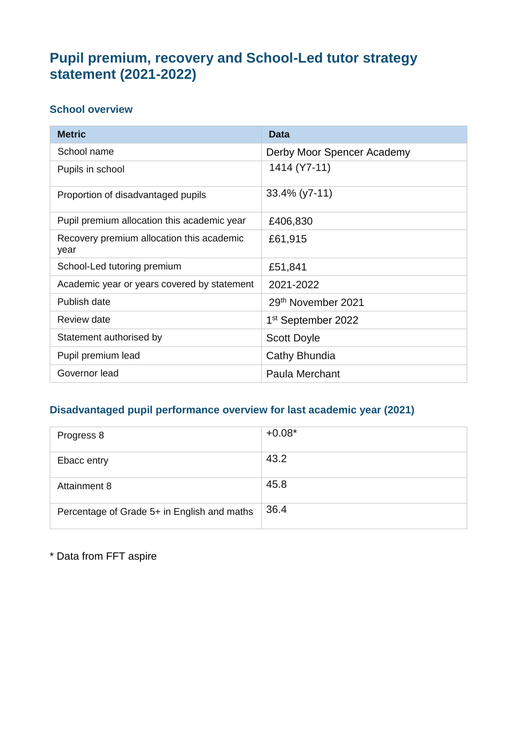# Pupil premium, recovery and School-Led tutor strategy statement (2021-2022)

## School overview

| Metric | Data |
| --- | --- |
| School name | Derby Moor Spencer Academy |
| Pupils in school | 1414 (Y7-11) |
| Proportion of disadvantaged pupils | 33.4% (y7-11) |
| Pupil premium allocation this academic year | £406,830 |
| Recovery premium allocation this academic year | £61,915 |
| School-Led tutoring premium | £51,841 |
| Academic year or years covered by statement | 2021-2022 |
| Publish date | 29th November 2021 |
| Review date | 1st September 2022 |
| Statement authorised by | Scott Doyle |
| Pupil premium lead | Cathy Bhundia |
| Governor lead | Paula Merchant |

## Disadvantaged pupil performance overview for last academic year (2021)

| | |
| --- | --- |
| Progress 8 | +0.08* |
| Ebacc entry | 43.2 |
| Attainment 8 | 45.8 |
| Percentage of Grade 5+ in English and maths | 36.4 |

* Data from FFT aspire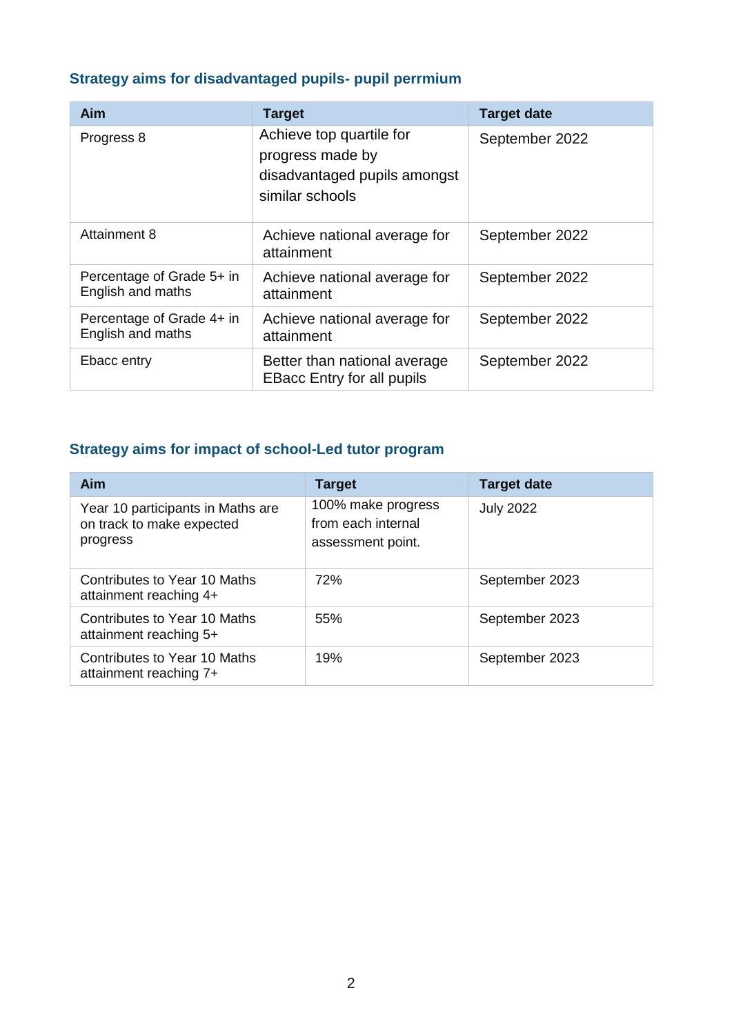### Strategy aims for disadvantaged pupils- pupil perrmium

| Aim | Target | Target date |
| --- | --- | --- |
| Progress 8 | Achieve top quartile for progress made by disadvantaged pupils amongst similar schools | September 2022 |
| Attainment 8 | Achieve national average for attainment | September 2022 |
| Percentage of Grade 5+ in English and maths | Achieve national average for attainment | September 2022 |
| Percentage of Grade 4+ in English and maths | Achieve national average for attainment | September 2022 |
| Ebacc entry | Better than national average EBacc Entry for all pupils | September 2022 |

### Strategy aims for impact of school-Led tutor program

| Aim | Target | Target date |
| --- | --- | --- |
| Year 10 participants in Maths are on track to make expected progress | 100% make progress from each internal assessment point. | July 2022 |
| Contributes to Year 10 Maths attainment reaching 4+ | 72% | September 2023 |
| Contributes to Year 10 Maths attainment reaching 5+ | 55% | September 2023 |
| Contributes to Year 10 Maths attainment reaching 7+ | 19% | September 2023 |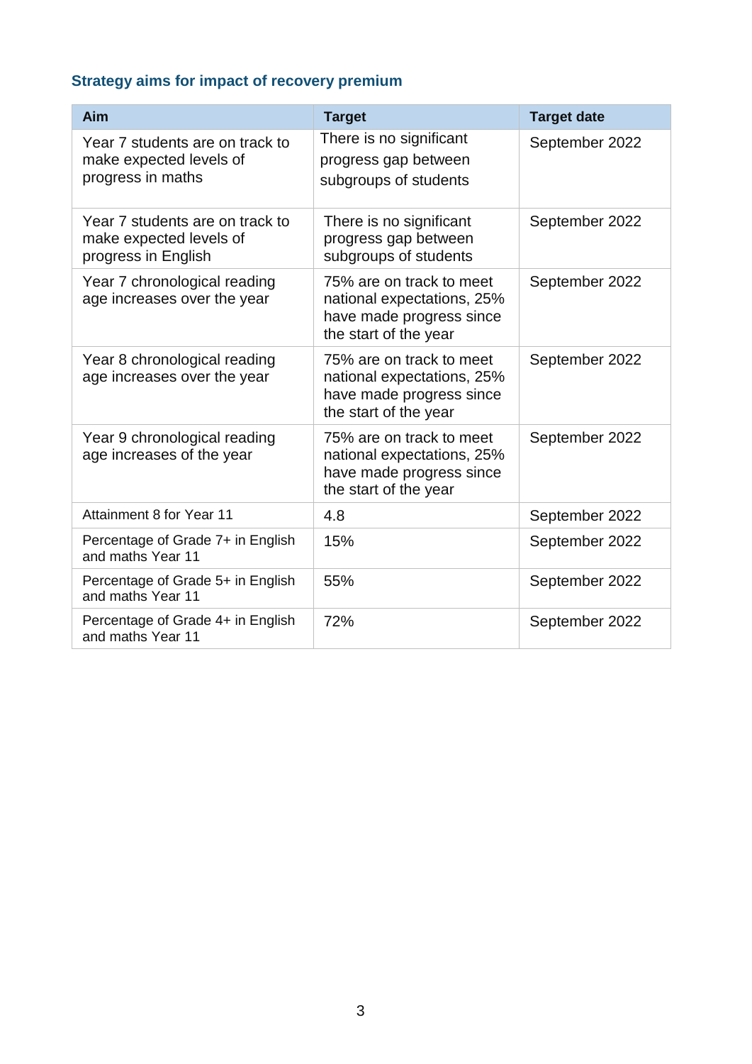### Strategy aims for impact of recovery premium

| Aim | Target | Target date |
|---|---|---|
| Year 7 students are on track to make expected levels of progress in maths | There is no significant progress gap between subgroups of students | September 2022 |
| Year 7 students are on track to make expected levels of progress in English | There is no significant progress gap between subgroups of students | September 2022 |
| Year 7 chronological reading age increases over the year | 75% are on track to meet national expectations, 25% have made progress since the start of the year | September 2022 |
| Year 8 chronological reading age increases over the year | 75% are on track to meet national expectations, 25% have made progress since the start of the year | September 2022 |
| Year 9 chronological reading age increases of the year | 75% are on track to meet national expectations, 25% have made progress since the start of the year | September 2022 |
| Attainment 8 for Year 11 | 4.8 | September 2022 |
| Percentage of Grade 7+ in English and maths Year 11 | 15% | September 2022 |
| Percentage of Grade 5+ in English and maths Year 11 | 55% | September 2022 |
| Percentage of Grade 4+ in English and maths Year 11 | 72% | September 2022 |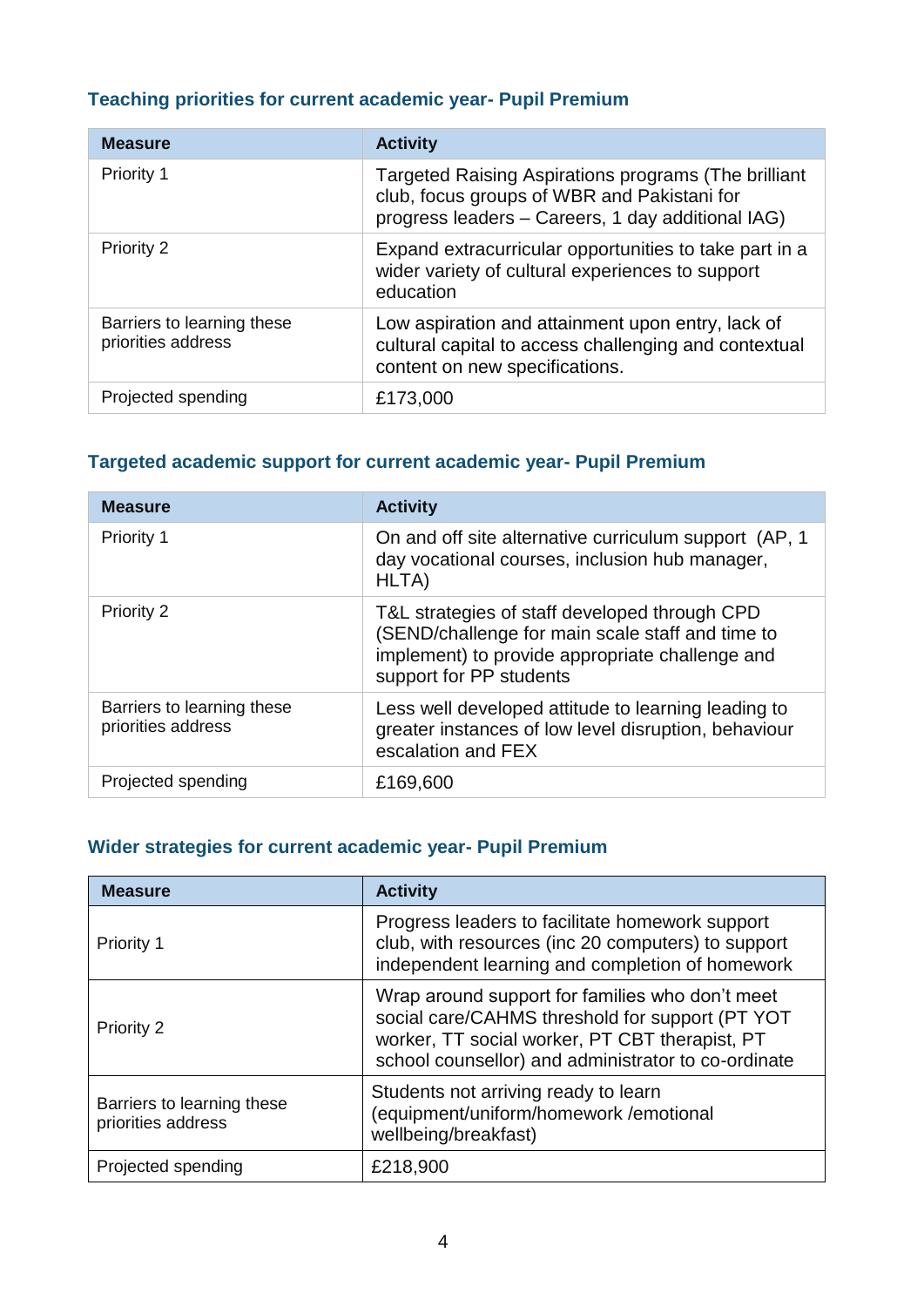### Teaching priorities for current academic year- Pupil Premium

| Measure | Activity |
|---|---|
| Priority 1 | Targeted Raising Aspirations programs (The brilliant club, focus groups of WBR and Pakistani for progress leaders – Careers, 1 day additional IAG) |
| Priority 2 | Expand extracurricular opportunities to take part in a wider variety of cultural experiences to support education |
| Barriers to learning these priorities address | Low aspiration and attainment upon entry, lack of cultural capital to access challenging and contextual content on new specifications. |
| Projected spending | £173,000 |

### Targeted academic support for current academic year- Pupil Premium

| Measure | Activity |
|---|---|
| Priority 1 | On and off site alternative curriculum support (AP, 1 day vocational courses, inclusion hub manager, HLTA) |
| Priority 2 | T&L strategies of staff developed through CPD (SEND/challenge for main scale staff and time to implement) to provide appropriate challenge and support for PP students |
| Barriers to learning these priorities address | Less well developed attitude to learning leading to greater instances of low level disruption, behaviour escalation and FEX |
| Projected spending | £169,600 |

### Wider strategies for current academic year- Pupil Premium

| Measure | Activity |
|---|---|
| Priority 1 | Progress leaders to facilitate homework support club, with resources (inc 20 computers) to support independent learning and completion of homework |
| Priority 2 | Wrap around support for families who don't meet social care/CAHMS threshold for support (PT YOT worker, TT social worker, PT CBT therapist, PT school counsellor) and administrator to co-ordinate |
| Barriers to learning these priorities address | Students not arriving ready to learn (equipment/uniform/homework /emotional wellbeing/breakfast) |
| Projected spending | £218,900 |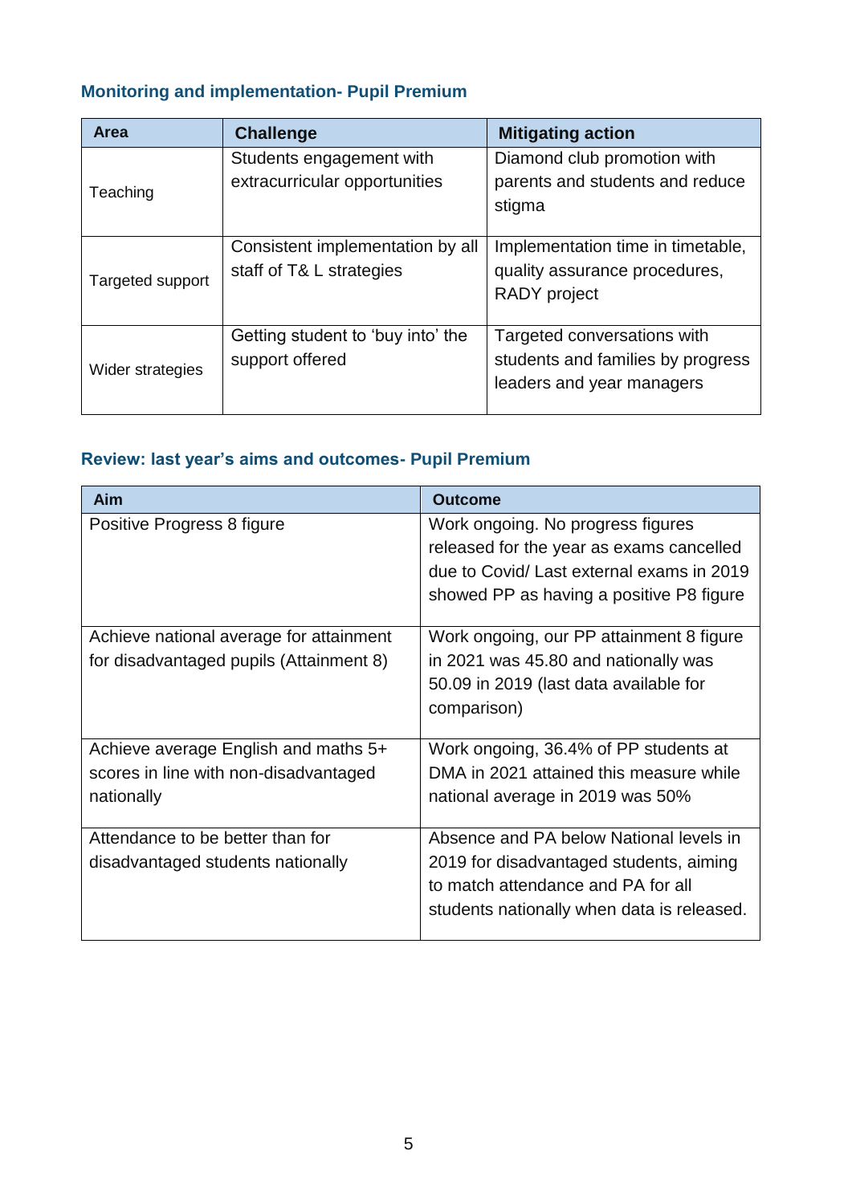### Monitoring and implementation- Pupil Premium

| Area | Challenge | Mitigating action |
|---|---|---|
| Teaching | Students engagement with extracurricular opportunities | Diamond club promotion with parents and students and reduce stigma |
| Targeted support | Consistent implementation by all staff of T& L strategies | Implementation time in timetable, quality assurance procedures, RADY project |
| Wider strategies | Getting student to 'buy into' the support offered | Targeted conversations with students and families by progress leaders and year managers |

### Review: last year's aims and outcomes- Pupil Premium

| Aim | Outcome |
|---|---|
| Positive Progress 8 figure | Work ongoing. No progress figures released for the year as exams cancelled due to Covid/ Last external exams in 2019 showed PP as having a positive P8 figure |
| Achieve national average for attainment for disadvantaged pupils (Attainment 8) | Work ongoing, our PP attainment 8 figure in 2021 was 45.80 and nationally was 50.09 in 2019 (last data available for comparison) |
| Achieve average English and maths 5+ scores in line with non-disadvantaged nationally | Work ongoing, 36.4% of PP students at DMA in 2021 attained this measure while national average in 2019 was 50% |
| Attendance to be better than for disadvantaged students nationally | Absence and PA below National levels in 2019 for disadvantaged students, aiming to match attendance and PA for all students nationally when data is released. |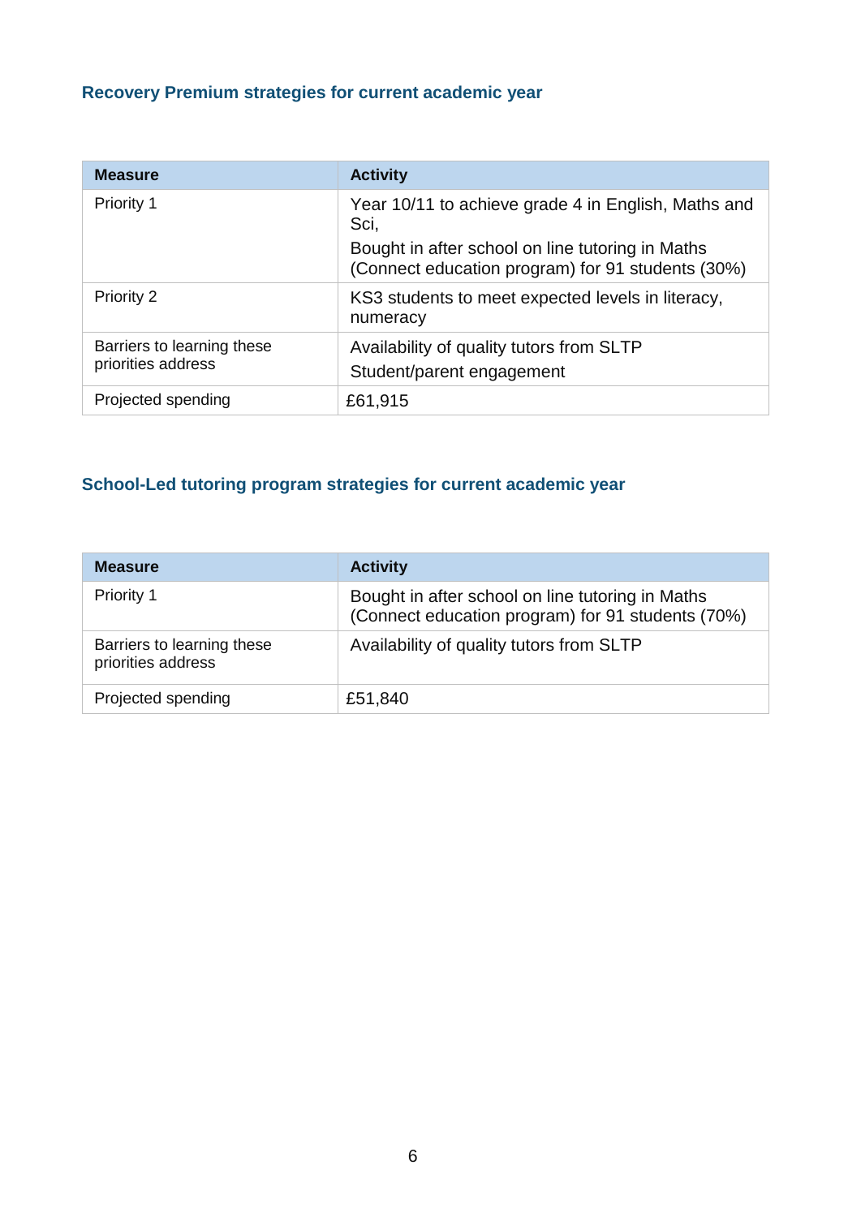### Recovery Premium strategies for current academic year

| Measure | Activity |
|---|---|
| Priority 1 | Year 10/11 to achieve grade 4 in English, Maths and Sci,<br>Bought in after school on line tutoring in Maths (Connect education program) for 91 students (30%) |
| Priority 2 | KS3 students to meet expected levels in literacy, numeracy |
| Barriers to learning these priorities address | Availability of quality tutors from SLTP<br>Student/parent engagement |
| Projected spending | £61,915 |

### School-Led tutoring program strategies for current academic year

| Measure | Activity |
|---|---|
| Priority 1 | Bought in after school on line tutoring in Maths (Connect education program) for 91 students (70%) |
| Barriers to learning these priorities address | Availability of quality tutors from SLTP |
| Projected spending | £51,840 |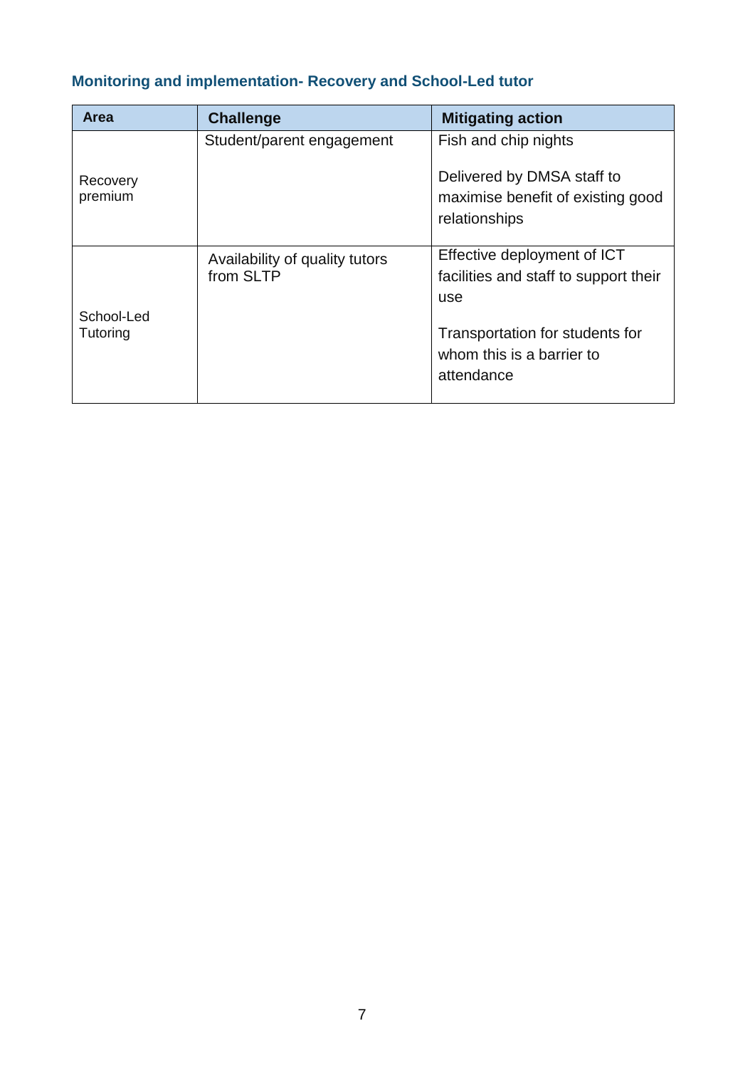### Monitoring and implementation- Recovery and School-Led tutor

| Area | Challenge | Mitigating action |
|---|---|---|
| Recovery premium | Student/parent engagement | Fish and chip nights<br><br>Delivered by DMSA staff to maximise benefit of existing good relationships |
| School-Led Tutoring | Availability of quality tutors from SLTP | Effective deployment of ICT facilities and staff to support their use<br><br>Transportation for students for whom this is a barrier to attendance |